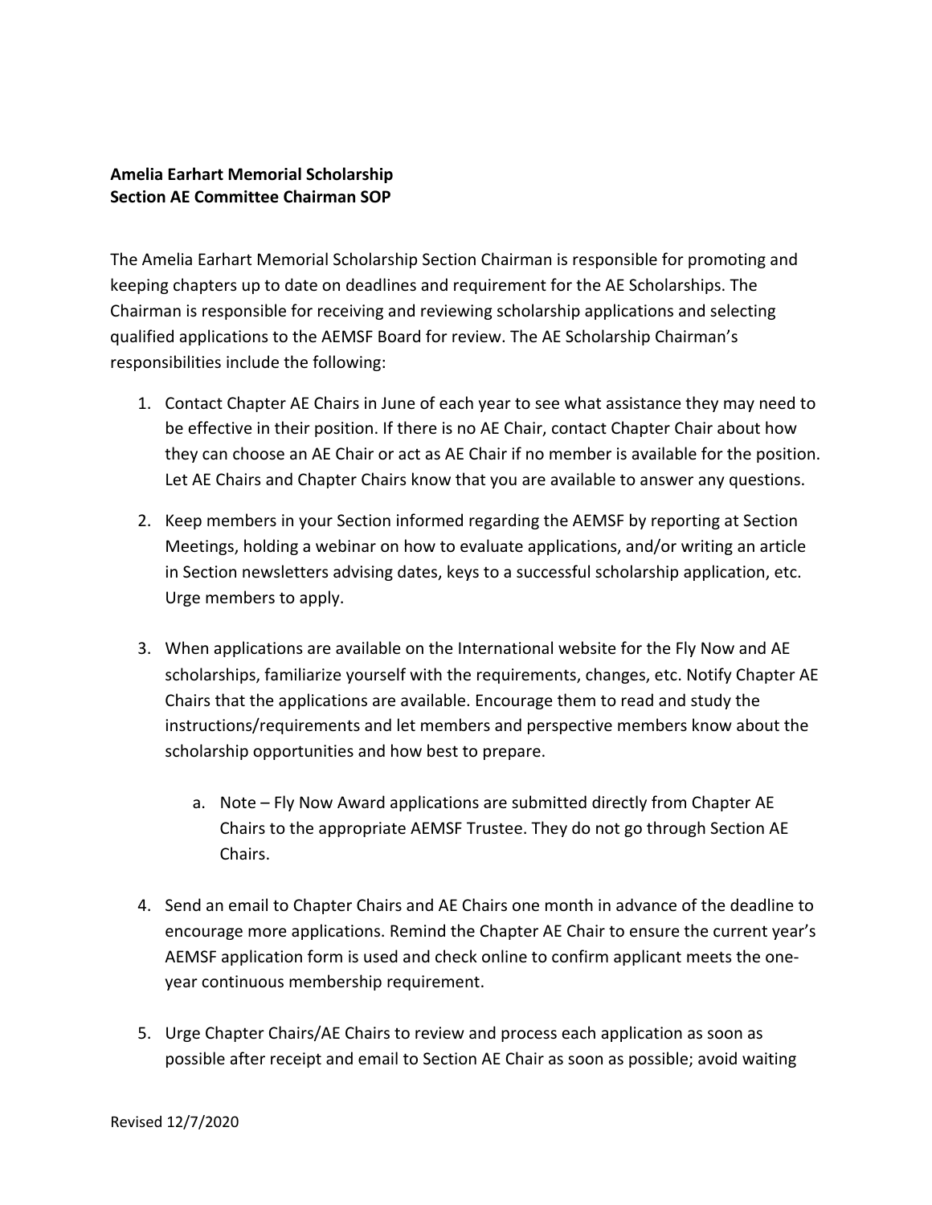**Amelia Earhart Memorial Scholarship**
**Section AE Committee Chairman SOP**

The Amelia Earhart Memorial Scholarship Section Chairman is responsible for promoting and keeping chapters up to date on deadlines and requirement for the AE Scholarships. The Chairman is responsible for receiving and reviewing scholarship applications and selecting qualified applications to the AEMSF Board for review. The AE Scholarship Chairman's responsibilities include the following:

1. Contact Chapter AE Chairs in June of each year to see what assistance they may need to be effective in their position. If there is no AE Chair, contact Chapter Chair about how they can choose an AE Chair or act as AE Chair if no member is available for the position. Let AE Chairs and Chapter Chairs know that you are available to answer any questions.

2. Keep members in your Section informed regarding the AEMSF by reporting at Section Meetings, holding a webinar on how to evaluate applications, and/or writing an article in Section newsletters advising dates, keys to a successful scholarship application, etc. Urge members to apply.

3. When applications are available on the International website for the Fly Now and AE scholarships, familiarize yourself with the requirements, changes, etc. Notify Chapter AE Chairs that the applications are available. Encourage them to read and study the instructions/requirements and let members and perspective members know about the scholarship opportunities and how best to prepare.

    a. Note – Fly Now Award applications are submitted directly from Chapter AE Chairs to the appropriate AEMSF Trustee. They do not go through Section AE Chairs.

4. Send an email to Chapter Chairs and AE Chairs one month in advance of the deadline to encourage more applications. Remind the Chapter AE Chair to ensure the current year's AEMSF application form is used and check online to confirm applicant meets the one-year continuous membership requirement.

5. Urge Chapter Chairs/AE Chairs to review and process each application as soon as possible after receipt and email to Section AE Chair as soon as possible; avoid waiting

Revised 12/7/2020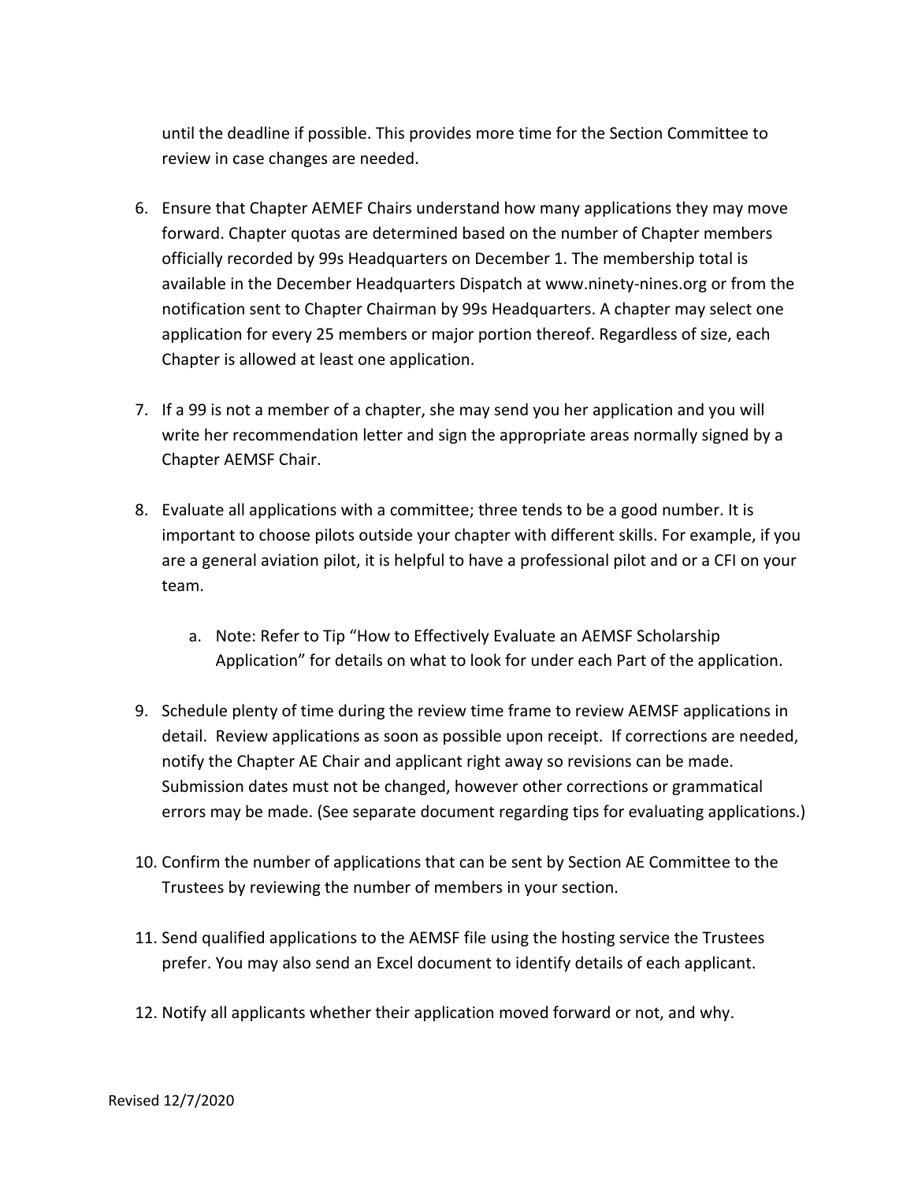until the deadline if possible. This provides more time for the Section Committee to review in case changes are needed.

6. Ensure that Chapter AEMEF Chairs understand how many applications they may move forward. Chapter quotas are determined based on the number of Chapter members officially recorded by 99s Headquarters on December 1. The membership total is available in the December Headquarters Dispatch at www.ninety-nines.org or from the notification sent to Chapter Chairman by 99s Headquarters. A chapter may select one application for every 25 members or major portion thereof. Regardless of size, each Chapter is allowed at least one application.

7. If a 99 is not a member of a chapter, she may send you her application and you will write her recommendation letter and sign the appropriate areas normally signed by a Chapter AEMSF Chair.

8. Evaluate all applications with a committee; three tends to be a good number. It is important to choose pilots outside your chapter with different skills. For example, if you are a general aviation pilot, it is helpful to have a professional pilot and or a CFI on your team.

    a. Note: Refer to Tip "How to Effectively Evaluate an AEMSF Scholarship Application" for details on what to look for under each Part of the application.

9. Schedule plenty of time during the review time frame to review AEMSF applications in detail. Review applications as soon as possible upon receipt. If corrections are needed, notify the Chapter AE Chair and applicant right away so revisions can be made. Submission dates must not be changed, however other corrections or grammatical errors may be made. (See separate document regarding tips for evaluating applications.)

10. Confirm the number of applications that can be sent by Section AE Committee to the Trustees by reviewing the number of members in your section.

11. Send qualified applications to the AEMSF file using the hosting service the Trustees prefer. You may also send an Excel document to identify details of each applicant.

12. Notify all applicants whether their application moved forward or not, and why.

Revised 12/7/2020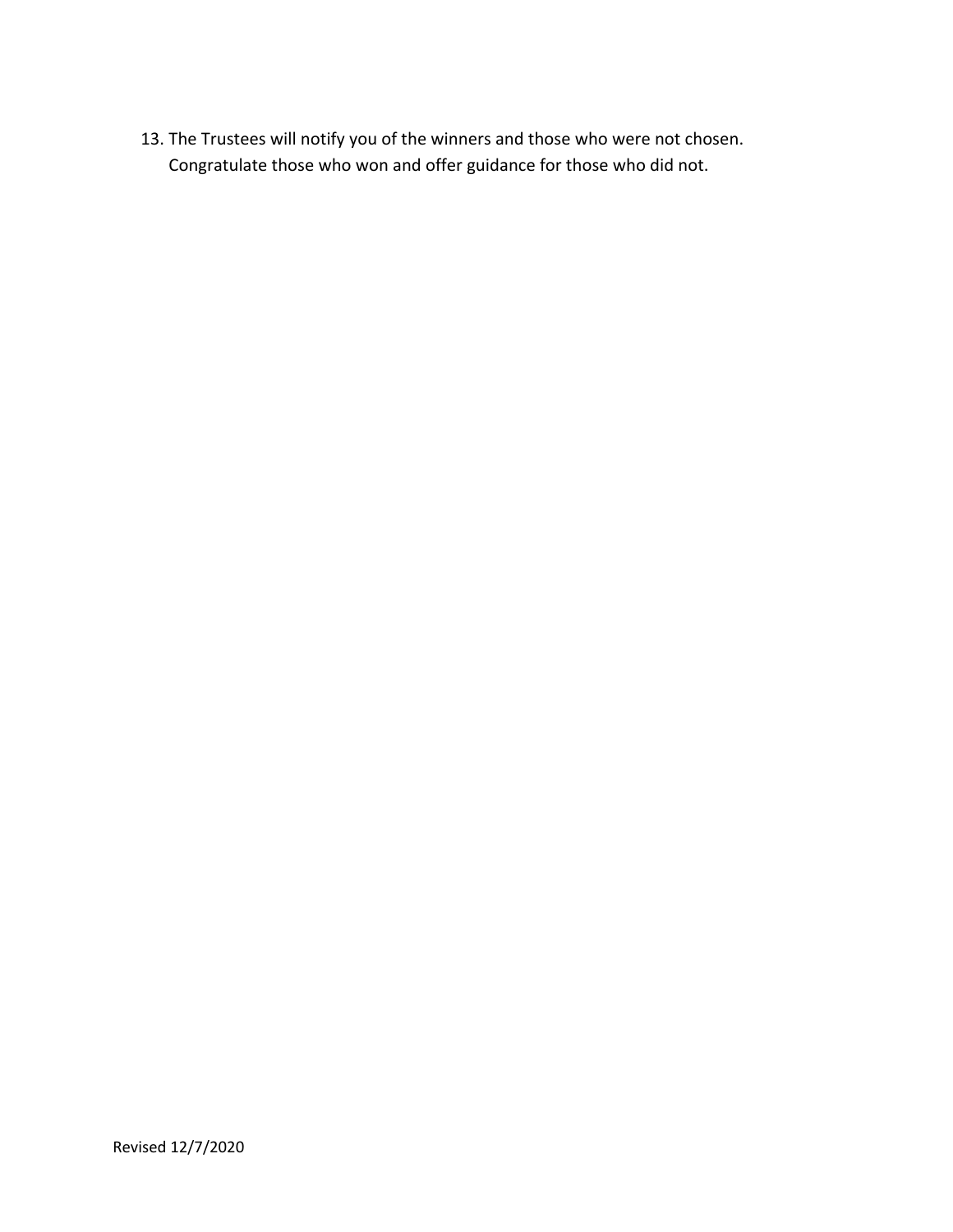13. The Trustees will notify you of the winners and those who were not chosen. Congratulate those who won and offer guidance for those who did not.

Revised 12/7/2020